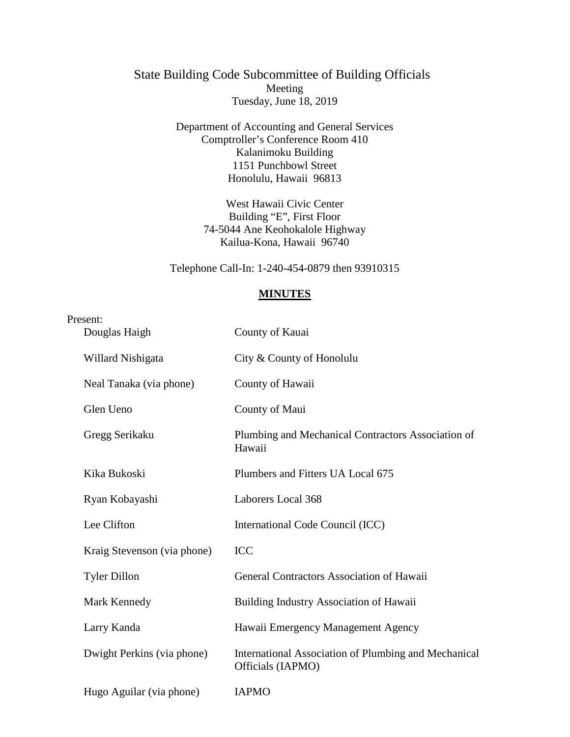# State Building Code Subcommittee of Building Officials

Meeting
Tuesday, June 18, 2019

Department of Accounting and General Services
Comptroller's Conference Room 410
Kalanimoku Building
1151 Punchbowl Street
Honolulu, Hawaii 96813

West Hawaii Civic Center
Building "E", First Floor
74-5044 Ane Keohokalole Highway
Kailua-Kona, Hawaii 96740

Telephone Call-In: 1-240-454-0879 then 93910315

## MINUTES

Present:

| | |
|---|---|
| Douglas Haigh | County of Kauai |
| Willard Nishigata | City & County of Honolulu |
| Neal Tanaka (via phone) | County of Hawaii |
| Glen Ueno | County of Maui |
| Gregg Serikaku | Plumbing and Mechanical Contractors Association of Hawaii |
| Kika Bukoski | Plumbers and Fitters UA Local 675 |
| Ryan Kobayashi | Laborers Local 368 |
| Lee Clifton | International Code Council (ICC) |
| Kraig Stevenson (via phone) | ICC |
| Tyler Dillon | General Contractors Association of Hawaii |
| Mark Kennedy | Building Industry Association of Hawaii |
| Larry Kanda | Hawaii Emergency Management Agency |
| Dwight Perkins (via phone) | International Association of Plumbing and Mechanical Officials (IAPMO) |
| Hugo Aguilar (via phone) | IAPMO |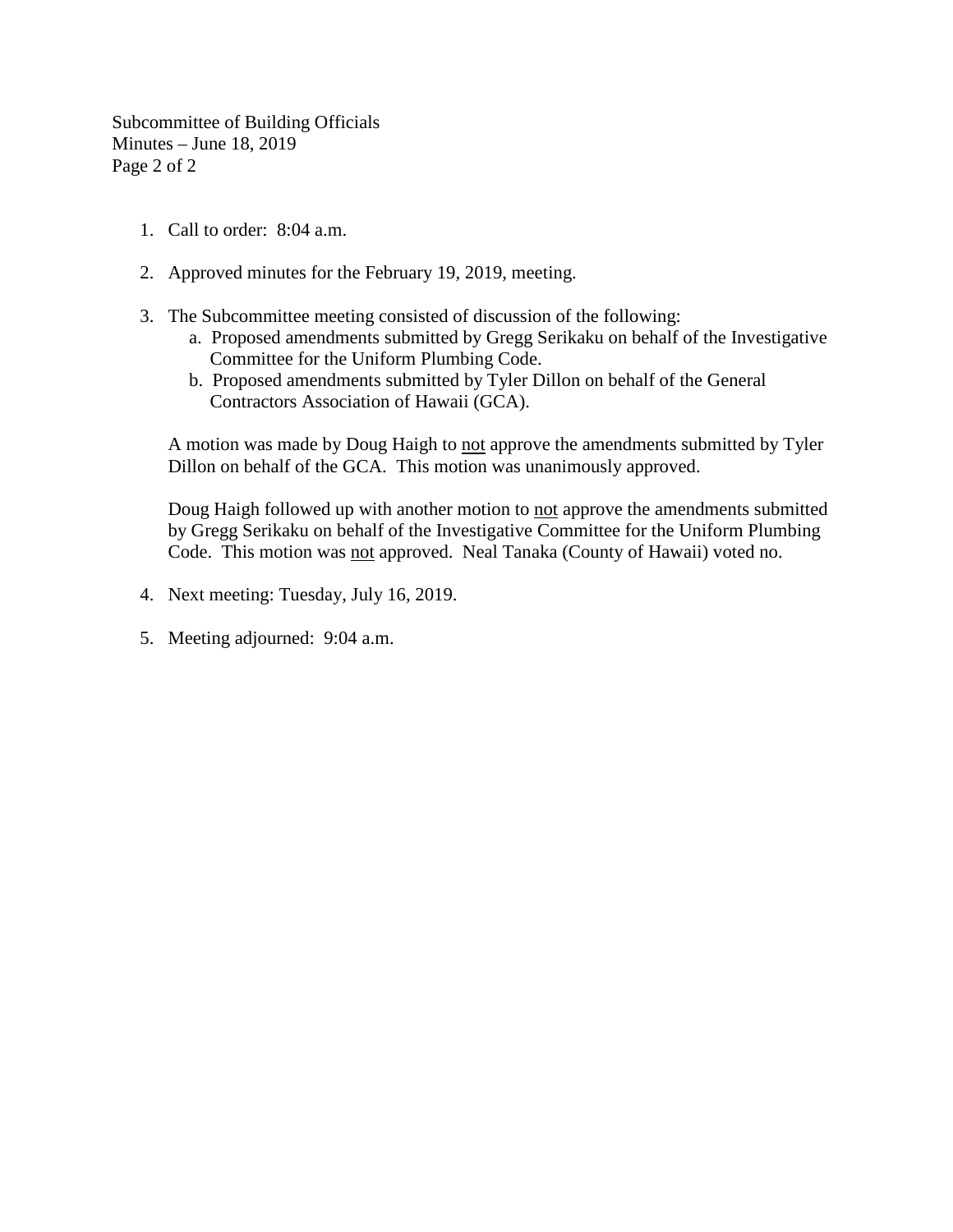1. Call to order: 8:04 a.m.

2. Approved minutes for the February 19, 2019, meeting.

3. The Subcommittee meeting consisted of discussion of the following:
   a. Proposed amendments submitted by Gregg Serikaku on behalf of the Investigative Committee for the Uniform Plumbing Code.
   b. Proposed amendments submitted by Tyler Dillon on behalf of the General Contractors Association of Hawaii (GCA).

   A motion was made by Doug Haigh to <u>not</u> approve the amendments submitted by Tyler Dillon on behalf of the GCA. This motion was unanimously approved.

   Doug Haigh followed up with another motion to <u>not</u> approve the amendments submitted by Gregg Serikaku on behalf of the Investigative Committee for the Uniform Plumbing Code. This motion was <u>not</u> approved. Neal Tanaka (County of Hawaii) voted no.

4. Next meeting: Tuesday, July 16, 2019.

5. Meeting adjourned: 9:04 a.m.